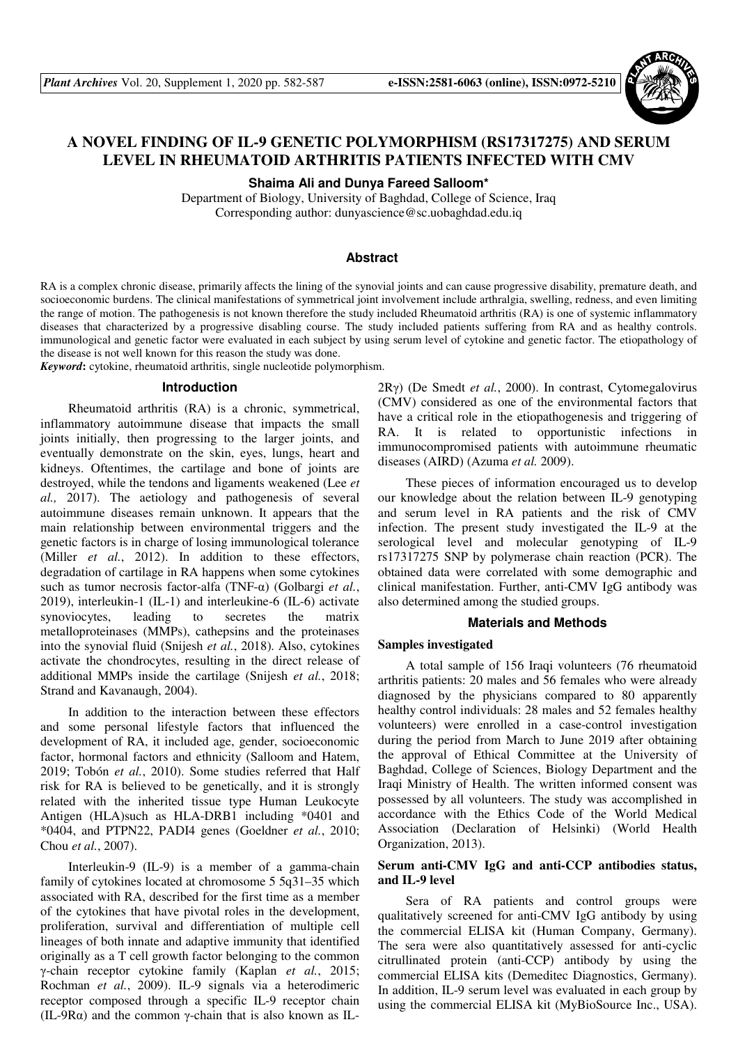# A NOVEL FINDING OF IL-9 GENETIC POLYMORPHISM (RS17317275) AND SERUM LEVEL IN RHEUMATOID ARTHRITIS PATIENTS INFECTED WITH CMV

**Shaima Ali and Dunya Fareed Salloom***

Department of Biology, University of Baghdad, College of Science, Iraq
Corresponding author: dunyascience@sc.uobaghdad.edu.iq

## Abstract

RA is a complex chronic disease, primarily affects the lining of the synovial joints and can cause progressive disability, premature death, and socioeconomic burdens. The clinical manifestations of symmetrical joint involvement include arthralgia, swelling, redness, and even limiting the range of motion. The pathogenesis is not known therefore the study included Rheumatoid arthritis (RA) is one of systemic inflammatory diseases that characterized by a progressive disabling course. The study included patients suffering from RA and as healthy controls. immunological and genetic factor were evaluated in each subject by using serum level of cytokine and genetic factor. The etiopathology of the disease is not well known for this reason the study was done.

***Keyword*:** cytokine, rheumatoid arthritis, single nucleotide polymorphism.

## Introduction

Rheumatoid arthritis (RA) is a chronic, symmetrical, inflammatory autoimmune disease that impacts the small joints initially, then progressing to the larger joints, and eventually demonstrate on the skin, eyes, lungs, heart and kidneys. Oftentimes, the cartilage and bone of joints are destroyed, while the tendons and ligaments weakened (Lee *et al.,* 2017). The aetiology and pathogenesis of several autoimmune diseases remain unknown. It appears that the main relationship between environmental triggers and the genetic factors is in charge of losing immunological tolerance (Miller *et al.*, 2012). In addition to these effectors, degradation of cartilage in RA happens when some cytokines such as tumor necrosis factor-alfa (TNF-α) (Golbargi *et al.*, 2019), interleukin-1 (IL-1) and interleukine-6 (IL-6) activate synoviocytes, leading to secretes the matrix metalloproteinases (MMPs), cathepsins and the proteinases into the synovial fluid (Snijesh *et al.*, 2018). Also, cytokines activate the chondrocytes, resulting in the direct release of additional MMPs inside the cartilage (Snijesh *et al.*, 2018; Strand and Kavanaugh, 2004).

In addition to the interaction between these effectors and some personal lifestyle factors that influenced the development of RA, it included age, gender, socioeconomic factor, hormonal factors and ethnicity (Salloom and Hatem, 2019; Tobón *et al.*, 2010). Some studies referred that Half risk for RA is believed to be genetically, and it is strongly related with the inherited tissue type Human Leukocyte Antigen (HLA)such as HLA-DRB1 including *0401 and *0404, and PTPN22, PADI4 genes (Goeldner *et al.*, 2010; Chou *et al.*, 2007).

Interleukin-9 (IL-9) is a member of a gamma-chain family of cytokines located at chromosome 5 5q31–35 which associated with RA, described for the first time as a member of the cytokines that have pivotal roles in the development, proliferation, survival and differentiation of multiple cell lineages of both innate and adaptive immunity that identified originally as a T cell growth factor belonging to the common γ-chain receptor cytokine family (Kaplan *et al.*, 2015; Rochman *et al.*, 2009). IL-9 signals via a heterodimeric receptor composed through a specific IL-9 receptor chain (IL-9Rα) and the common γ-chain that is also known as IL-2Rγ) (De Smedt *et al.*, 2000). In contrast, Cytomegalovirus (CMV) considered as one of the environmental factors that have a critical role in the etiopathogenesis and triggering of RA. It is related to opportunistic infections in immunocompromised patients with autoimmune rheumatic diseases (AIRD) (Azuma *et al.* 2009).

These pieces of information encouraged us to develop our knowledge about the relation between IL-9 genotyping and serum level in RA patients and the risk of CMV infection. The present study investigated the IL-9 at the serological level and molecular genotyping of IL-9 rs17317275 SNP by polymerase chain reaction (PCR). The obtained data were correlated with some demographic and clinical manifestation. Further, anti-CMV IgG antibody was also determined among the studied groups.

## Materials and Methods

### Samples investigated

A total sample of 156 Iraqi volunteers (76 rheumatoid arthritis patients: 20 males and 56 females who were already diagnosed by the physicians compared to 80 apparently healthy control individuals: 28 males and 52 females healthy volunteers) were enrolled in a case-control investigation during the period from March to June 2019 after obtaining the approval of Ethical Committee at the University of Baghdad, College of Sciences, Biology Department and the Iraqi Ministry of Health. The written informed consent was possessed by all volunteers. The study was accomplished in accordance with the Ethics Code of the World Medical Association (Declaration of Helsinki) (World Health Organization, 2013).

### Serum anti-CMV IgG and anti-CCP antibodies status, and IL-9 level

Sera of RA patients and control groups were qualitatively screened for anti-CMV IgG antibody by using the commercial ELISA kit (Human Company, Germany). The sera were also quantitatively assessed for anti-cyclic citrullinated protein (anti-CCP) antibody by using the commercial ELISA kits (Demeditec Diagnostics, Germany). In addition, IL-9 serum level was evaluated in each group by using the commercial ELISA kit (MyBioSource Inc., USA).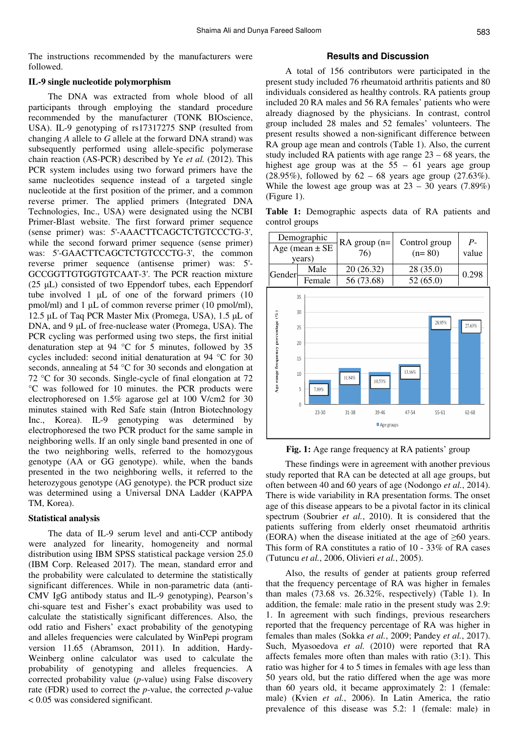The instructions recommended by the manufacturers were followed.

### IL-9 single nucleotide polymorphism

The DNA was extracted from whole blood of all participants through employing the standard procedure recommended by the manufacturer (TONK BIOscience, USA). IL-9 genotyping of rs17317275 SNP (resulted from changing *A* allele to *G* allele at the forward DNA strand) was subsequently performed using allele-specific polymerase chain reaction (AS-PCR) described by Ye *et al.* (2012). This PCR system includes using two forward primers have the same nucleotides sequence instead of a targeted single nucleotide at the first position of the primer, and a common reverse primer. The applied primers (Integrated DNA Technologies, Inc., USA) were designated using the NCBI Primer-Blast website. The first forward primer sequence (sense primer) was: 5'-AAACTTCAGCTCTGTCCCTG-3', while the second forward primer sequence (sense primer) was: 5'-GAACTTCAGCTCTGTCCCTG-3', the common reverse primer sequence (antisense primer) was: 5'-GCCGGTTGTGGTGTCAAT-3'. The PCR reaction mixture (25 µL) consisted of two Eppendorf tubes, each Eppendorf tube involved 1 µL of one of the forward primers (10 pmol/ml), and 1 µL of common reverse primer (10 pmol/ml), 12.5 µL of Taq PCR Master Mix (Promega, USA), 1.5 µL of DNA, and 9 µL of free-nuclease water (Promega, USA). The PCR cycling was performed using two steps, the first initial denaturation step at 94 °C for 5 minutes, followed by 35 cycles included: second initial denaturation at 94 °C for 30 seconds, annealing at 54 °C for 30 seconds and elongation at 72 °C for 30 seconds. Single-cycle of final elongation at 72 °C was followed for 10 minutes. the PCR products were electrophoresed on 1.5% agarose gel at 100 V/cm2 for 30 minutes stained with Red Safe stain (Intron Biotechnology Inc., Korea). IL-9 genotyping was determined by electrophoresed the two PCR product for the same sample in neighboring wells. If an only single band presented in one of the two neighboring wells, referred to the homozygous genotype (AA or GG genotype). while, when the bands presented in the two neighboring wells, it referred to the heterozygous genotype (AG genotype). the PCR product size was determined using a Universal DNA Ladder (KAPPA TM, Korea).

### Statistical analysis

The data of IL-9 serum level and anti-CCP antibody were analyzed for linearity, homogeneity and normal distribution using IBM SPSS statistical package version 25.0 (IBM Corp. Released 2017). The mean, standard error and the probability were calculated to determine the statistically significant differences. While in non-parametric data (anti-CMV IgG antibody status and IL-9 genotyping), Pearson's chi-square test and Fisher's exact probability was used to calculate the statistically significant differences. Also, the odd ratio and Fishers' exact probability of the genotyping and alleles frequencies were calculated by WinPepi program version 11.65 (Abramson, 2011). In addition, Hardy-Weinberg online calculator was used to calculate the probability of genotyping and alleles frequencies. A corrected probability value (*p*-value) using False discovery rate (FDR) used to correct the *p*-value, the corrected *p*-value < 0.05 was considered significant.

## Results and Discussion

A total of 156 contributors were participated in the present study included 76 rheumatoid arthritis patients and 80 individuals considered as healthy controls. RA patients group included 20 RA males and 56 RA females' patients who were already diagnosed by the physicians. In contrast, control group included 28 males and 52 females' volunteers. The present results showed a non-significant difference between RA group age mean and controls (Table 1). Also, the current study included RA patients with age range 23 – 68 years, the highest age group was at the 55 – 61 years age group (28.95%), followed by 62 – 68 years age group (27.63%). While the lowest age group was at 23 – 30 years (7.89%) (Figure 1).

**Table 1:** Demographic aspects data of RA patients and control groups

| Demographic Age (mean ± SE years) | | RA group (n= 76) | Control group (n= 80) | *P*-value |
|---|---|---|---|---|
| Gender | Male | 20 (26.32) | 28 (35.0) | 0.298 |
| | Female | 56 (73.68) | 52 (65.0) | |

**Fig. 1:** Age range frequency at RA patients' group

These findings were in agreement with another previous study reported that RA can be detected at all age groups, but often between 40 and 60 years of age (Nodongo *et al.*, 2014). There is wide variability in RA presentation forms. The onset age of this disease appears to be a pivotal factor in its clinical spectrum (Soubrier *et al.*, 2010). It is considered that the patients suffering from elderly onset rheumatoid arthritis (EORA) when the disease initiated at the age of ≥60 years. This form of RA constitutes a ratio of 10 - 33% of RA cases (Tutuncu *et al.*, 2006, Olivieri *et al.*, 2005).

Also, the results of gender at patients group referred that the frequency percentage of RA was higher in females than males (73.68 vs. 26.32%, respectively) (Table 1). In addition, the female: male ratio in the present study was 2.9: 1. In agreement with such findings, previous researchers reported that the frequency percentage of RA was higher in females than males (Sokka *et al.*, 2009; Pandey *et al.*, 2017). Such, Myasoedova *et al.* (2010) were reported that RA affects females more often than males with ratio (3:1). This ratio was higher for 4 to 5 times in females with age less than 50 years old, but the ratio differed when the age was more than 60 years old, it became approximately 2: 1 (female: male) (Kvien *et al.*, 2006). In Latin America, the ratio prevalence of this disease was 5.2: 1 (female: male) in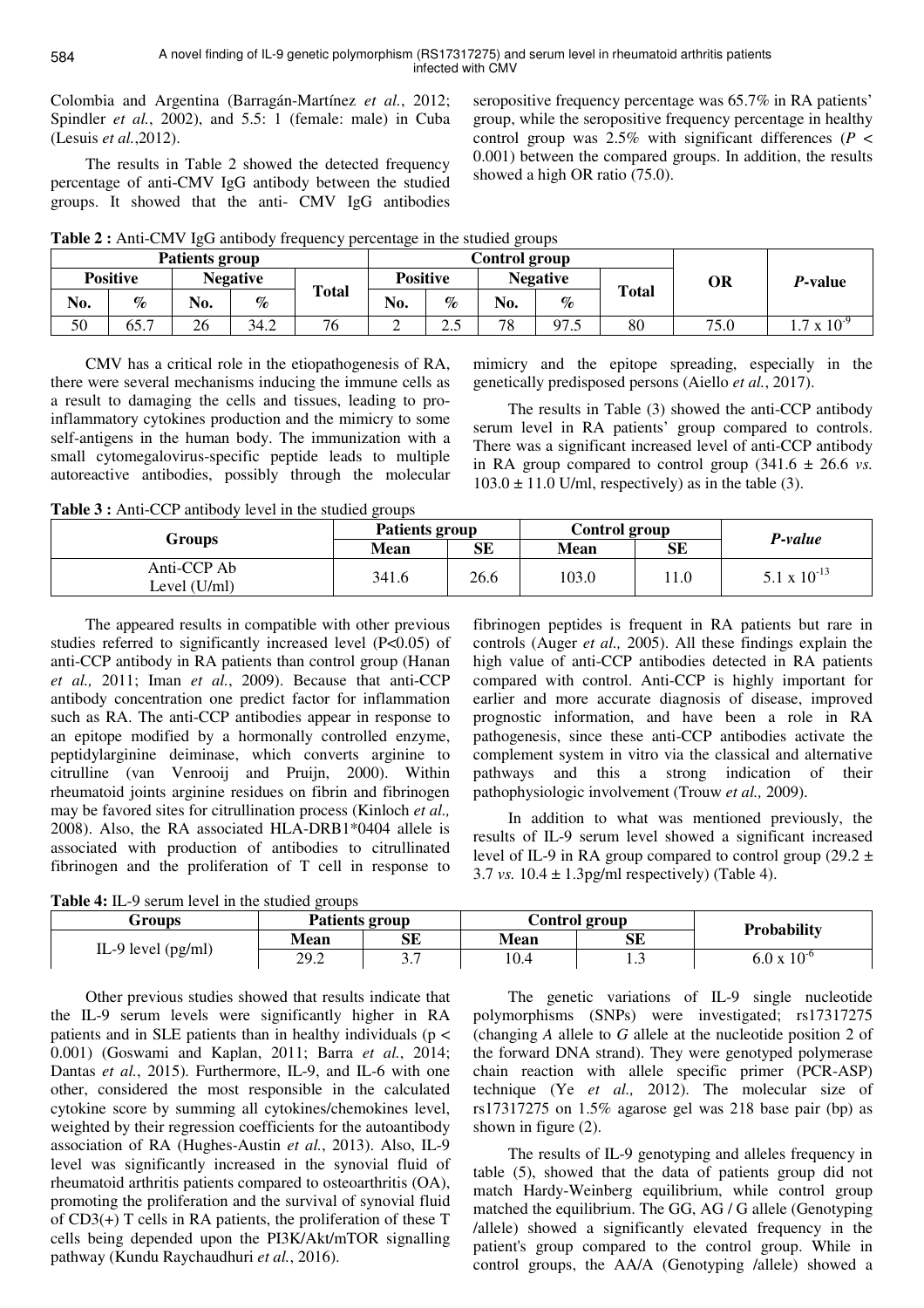Colombia and Argentina (Barragán-Martínez *et al.*, 2012; Spindler *et al.*, 2002), and 5.5: 1 (female: male) in Cuba (Lesuis *et al.*,2012).

The results in Table 2 showed the detected frequency percentage of anti-CMV IgG antibody between the studied groups. It showed that the anti- CMV IgG antibodies seropositive frequency percentage was 65.7% in RA patients' group, while the seropositive frequency percentage in healthy control group was 2.5% with significant differences ($P < 0.001$) between the compared groups. In addition, the results showed a high OR ratio (75.0).

**Table 2 :** Anti-CMV IgG antibody frequency percentage in the studied groups

| Patients group | | | | | Control group | | | | | OR | *P*-value |
|---|---|---|---|---|---|---|---|---|---|---|---|
| Positive | | Negative | | Total | Positive | | Negative | | Total | | |
| No. | % | No. | % | | No. | % | No. | % | | | |
| 50 | 65.7 | 26 | 34.2 | 76 | 2 | 2.5 | 78 | 97.5 | 80 | 75.0 | $1.7 \times 10^{-9}$ |

CMV has a critical role in the etiopathogenesis of RA, there were several mechanisms inducing the immune cells as a result to damaging the cells and tissues, leading to pro-inflammatory cytokines production and the mimicry to some self-antigens in the human body. The immunization with a small cytomegalovirus-specific peptide leads to multiple autoreactive antibodies, possibly through the molecular mimicry and the epitope spreading, especially in the genetically predisposed persons (Aiello *et al.*, 2017).

The results in Table (3) showed the anti-CCP antibody serum level in RA patients' group compared to controls. There was a significant increased level of anti-CCP antibody in RA group compared to control group (341.6 ± 26.6 *vs.* 103.0 ± 11.0 U/ml, respectively) as in the table (3).

**Table 3 :** Anti-CCP antibody level in the studied groups

| Groups | Patients group | | Control group | | *P-value* |
|---|---|---|---|---|---|
| | Mean | SE | Mean | SE | |
| Anti-CCP Ab Level (U/ml) | 341.6 | 26.6 | 103.0 | 11.0 | $5.1 \times 10^{-13}$ |

The appeared results in compatible with other previous studies referred to significantly increased level ($P<0.05$) of anti-CCP antibody in RA patients than control group (Hanan *et al.,* 2011; Iman *et al.*, 2009). Because that anti-CCP antibody concentration one predict factor for inflammation such as RA. The anti-CCP antibodies appear in response to an epitope modified by a hormonally controlled enzyme, peptidylarginine deiminase, which converts arginine to citrulline (van Venrooij and Pruijn, 2000). Within rheumatoid joints arginine residues on fibrin and fibrinogen may be favored sites for citrullination process (Kinloch *et al.,* 2008). Also, the RA associated HLA-DRB1*0404 allele is associated with production of antibodies to citrullinated fibrinogen and the proliferation of T cell in response to fibrinogen peptides is frequent in RA patients but rare in controls (Auger *et al.,* 2005). All these findings explain the high value of anti-CCP antibodies detected in RA patients compared with control. Anti-CCP is highly important for earlier and more accurate diagnosis of disease, improved prognostic information, and have been a role in RA pathogenesis, since these anti-CCP antibodies activate the complement system in vitro via the classical and alternative pathways and this a strong indication of their pathophysiologic involvement (Trouw *et al.,* 2009).

In addition to what was mentioned previously, the results of IL-9 serum level showed a significant increased level of IL-9 in RA group compared to control group (29.2 ± 3.7 *vs.* 10.4 ± 1.3pg/ml respectively) (Table 4).

**Table 4:** IL-9 serum level in the studied groups

| Groups | Patients group | | Control group | | Probability |
|---|---|---|---|---|---|
| IL-9 level (pg/ml) | Mean | SE | Mean | SE | |
| | 29.2 | 3.7 | 10.4 | 1.3 | $6.0 \times 10^{-6}$ |

Other previous studies showed that results indicate that the IL-9 serum levels were significantly higher in RA patients and in SLE patients than in healthy individuals ($p < 0.001$) (Goswami and Kaplan, 2011; Barra *et al.*, 2014; Dantas *et al.*, 2015). Furthermore, IL-9, and IL-6 with one other, considered the most responsible in the calculated cytokine score by summing all cytokines/chemokines level, weighted by their regression coefficients for the autoantibody association of RA (Hughes-Austin *et al.*, 2013). Also, IL-9 level was significantly increased in the synovial fluid of rheumatoid arthritis patients compared to osteoarthritis (OA), promoting the proliferation and the survival of synovial fluid of CD3(+) T cells in RA patients, the proliferation of these T cells being depended upon the PI3K/Akt/mTOR signalling pathway (Kundu Raychaudhuri *et al.*, 2016).

The genetic variations of IL-9 single nucleotide polymorphisms (SNPs) were investigated; rs17317275 (changing *A* allele to *G* allele at the nucleotide position 2 of the forward DNA strand). They were genotyped polymerase chain reaction with allele specific primer (PCR-ASP) technique (Ye *et al.,* 2012). The molecular size of rs17317275 on 1.5% agarose gel was 218 base pair (bp) as shown in figure (2).

The results of IL-9 genotyping and alleles frequency in table (5), showed that the data of patients group did not match Hardy-Weinberg equilibrium, while control group matched the equilibrium. The GG, AG / G allele (Genotyping /allele) showed a significantly elevated frequency in the patient's group compared to the control group. While in control groups, the AA/A (Genotyping /allele) showed a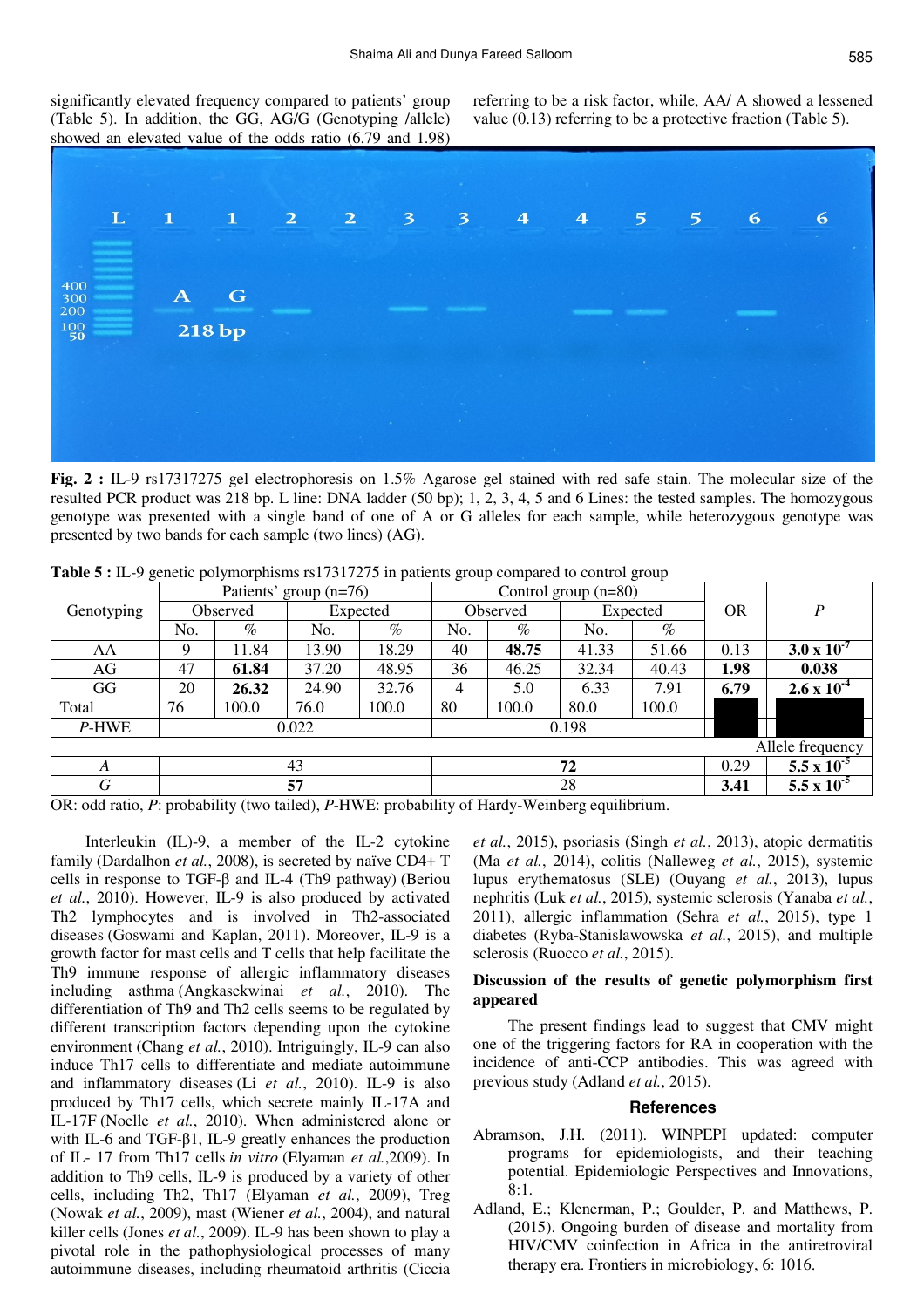significantly elevated frequency compared to patients' group (Table 5). In addition, the GG, AG/G (Genotyping /allele) showed an elevated value of the odds ratio (6.79 and 1.98) referring to be a risk factor, while, AA/ A showed a lessened value (0.13) referring to be a protective fraction (Table 5).

**Fig. 2 :** IL-9 rs17317275 gel electrophoresis on 1.5% Agarose gel stained with red safe stain. The molecular size of the resulted PCR product was 218 bp. L line: DNA ladder (50 bp); 1, 2, 3, 4, 5 and 6 Lines: the tested samples. The homozygous genotype was presented with a single band of one of A or G alleles for each sample, while heterozygous genotype was presented by two bands for each sample (two lines) (AG).

**Table 5 :** IL-9 genetic polymorphisms rs17317275 in patients group compared to control group

| Genotyping | Patients' group (n=76) | | | | Control group (n=80) | | | | OR | *P* |
|---|---|---|---|---|---|---|---|---|---|---|
| | Observed | | Expected | | Observed | | Expected | | | |
| | No. | % | No. | % | No. | % | No. | % | | |
| AA | 9 | 11.84 | 13.90 | 18.29 | 40 | **48.75** | 41.33 | 51.66 | 0.13 | **$3.0 \times 10^{-7}$** |
| AG | 47 | **61.84** | 37.20 | 48.95 | 36 | 46.25 | 32.34 | 40.43 | **1.98** | **0.038** |
| GG | 20 | **26.32** | 24.90 | 32.76 | 4 | 5.0 | 6.33 | 7.91 | **6.79** | **$2.6 \times 10^{-4}$** |
| Total | 76 | 100.0 | 76.0 | 100.0 | 80 | 100.0 | 80.0 | 100.0 | | |
| *P*-HWE | 0.022 | | | | 0.198 | | | | | |
| | | | | | | | | | | Allele frequency |
| *A* | 43 | | | | **72** | | | | 0.29 | **$5.5 \times 10^{-5}$** |
| *G* | **57** | | | | 28 | | | | **3.41** | **$5.5 \times 10^{-5}$** |

OR: odd ratio, *P*: probability (two tailed), *P*-HWE: probability of Hardy-Weinberg equilibrium.

Interleukin (IL)-9, a member of the IL-2 cytokine family (Dardalhon *et al.*, 2008), is secreted by naïve CD4+ T cells in response to TGF-β and IL-4 (Th9 pathway) (Beriou *et al.*, 2010). However, IL-9 is also produced by activated Th2 lymphocytes and is involved in Th2-associated diseases (Goswami and Kaplan, 2011). Moreover, IL-9 is a growth factor for mast cells and T cells that help facilitate the Th9 immune response of allergic inflammatory diseases including asthma (Angkasekwinai *et al.*, 2010). The differentiation of Th9 and Th2 cells seems to be regulated by different transcription factors depending upon the cytokine environment (Chang *et al.*, 2010). Intriguingly, IL-9 can also induce Th17 cells to differentiate and mediate autoimmune and inflammatory diseases (Li *et al.*, 2010). IL-9 is also produced by Th17 cells, which secrete mainly IL-17A and IL-17F (Noelle *et al.*, 2010). When administered alone or with IL-6 and TGF-β1, IL-9 greatly enhances the production of IL- 17 from Th17 cells *in vitro* (Elyaman *et al.*,2009). In addition to Th9 cells, IL-9 is produced by a variety of other cells, including Th2, Th17 (Elyaman *et al.*, 2009), Treg (Nowak *et al.*, 2009), mast (Wiener *et al.*, 2004), and natural killer cells (Jones *et al.*, 2009). IL-9 has been shown to play a pivotal role in the pathophysiological processes of many autoimmune diseases, including rheumatoid arthritis (Ciccia *et al.*, 2015), psoriasis (Singh *et al.*, 2013), atopic dermatitis (Ma *et al.*, 2014), colitis (Nalleweg *et al.*, 2015), systemic lupus erythematosus (SLE) (Ouyang *et al.*, 2013), lupus nephritis (Luk *et al.*, 2015), systemic sclerosis (Yanaba *et al.*, 2011), allergic inflammation (Sehra *et al.*, 2015), type 1 diabetes (Ryba-Stanislawowska *et al.*, 2015), and multiple sclerosis (Ruocco *et al.*, 2015).

### Discussion of the results of genetic polymorphism first appeared

The present findings lead to suggest that CMV might one of the triggering factors for RA in cooperation with the incidence of anti-CCP antibodies. This was agreed with previous study (Adland *et al.*, 2015).

## References

Abramson, J.H. (2011). WINPEPI updated: computer programs for epidemiologists, and their teaching potential. Epidemiologic Perspectives and Innovations, 8:1.

Adland, E.; Klenerman, P.; Goulder, P. and Matthews, P. (2015). Ongoing burden of disease and mortality from HIV/CMV coinfection in Africa in the antiretroviral therapy era. Frontiers in microbiology, 6: 1016.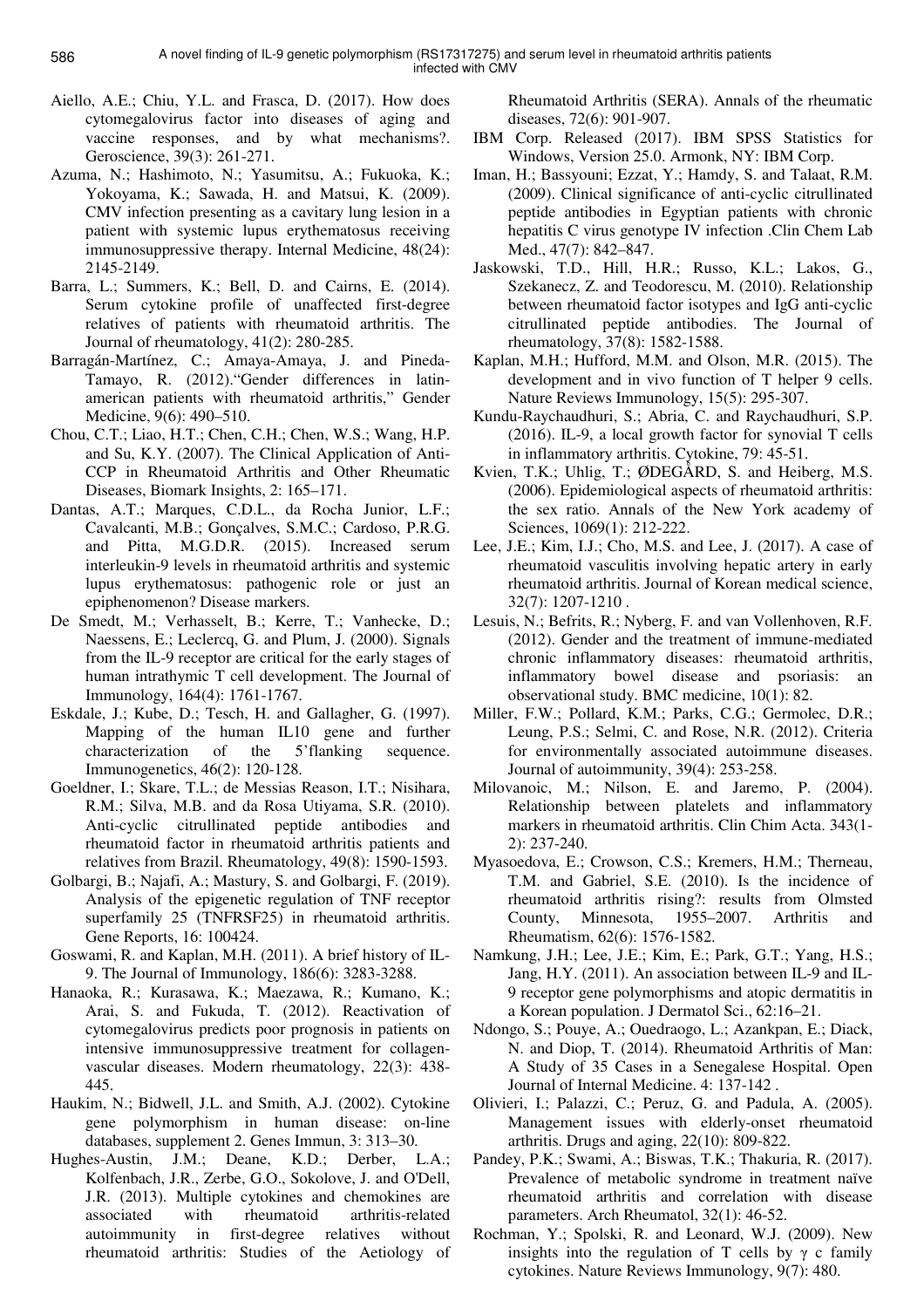Aiello, A.E.; Chiu, Y.L. and Frasca, D. (2017). How does cytomegalovirus factor into diseases of aging and vaccine responses, and by what mechanisms?. Geroscience, 39(3): 261-271.

Azuma, N.; Hashimoto, N.; Yasumitsu, A.; Fukuoka, K.; Yokoyama, K.; Sawada, H. and Matsui, K. (2009). CMV infection presenting as a cavitary lung lesion in a patient with systemic lupus erythematosus receiving immunosuppressive therapy. Internal Medicine, 48(24): 2145-2149.

Barra, L.; Summers, K.; Bell, D. and Cairns, E. (2014). Serum cytokine profile of unaffected first-degree relatives of patients with rheumatoid arthritis. The Journal of rheumatology, 41(2): 280-285.

Barragán-Martínez, C.; Amaya-Amaya, J. and Pineda-Tamayo, R. (2012)."Gender differences in latin-american patients with rheumatoid arthritis," Gender Medicine, 9(6): 490–510.

Chou, C.T.; Liao, H.T.; Chen, C.H.; Chen, W.S.; Wang, H.P. and Su, K.Y. (2007). The Clinical Application of Anti-CCP in Rheumatoid Arthritis and Other Rheumatic Diseases, Biomark Insights, 2: 165–171.

Dantas, A.T.; Marques, C.D.L., da Rocha Junior, L.F.; Cavalcanti, M.B.; Gonçalves, S.M.C.; Cardoso, P.R.G. and Pitta, M.G.D.R. (2015). Increased serum interleukin-9 levels in rheumatoid arthritis and systemic lupus erythematosus: pathogenic role or just an epiphenomenon? Disease markers.

De Smedt, M.; Verhasselt, B.; Kerre, T.; Vanhecke, D.; Naessens, E.; Leclercq, G. and Plum, J. (2000). Signals from the IL-9 receptor are critical for the early stages of human intrathymic T cell development. The Journal of Immunology, 164(4): 1761-1767.

Eskdale, J.; Kube, D.; Tesch, H. and Gallagher, G. (1997). Mapping of the human IL10 gene and further characterization of the 5'flanking sequence. Immunogenetics, 46(2): 120-128.

Goeldner, I.; Skare, T.L.; de Messias Reason, I.T.; Nisihara, R.M.; Silva, M.B. and da Rosa Utiyama, S.R. (2010). Anti-cyclic citrullinated peptide antibodies and rheumatoid factor in rheumatoid arthritis patients and relatives from Brazil. Rheumatology, 49(8): 1590-1593.

Golbargi, B.; Najafi, A.; Mastury, S. and Golbargi, F. (2019). Analysis of the epigenetic regulation of TNF receptor superfamily 25 (TNFRSF25) in rheumatoid arthritis. Gene Reports, 16: 100424.

Goswami, R. and Kaplan, M.H. (2011). A brief history of IL-9. The Journal of Immunology, 186(6): 3283-3288.

Hanaoka, R.; Kurasawa, K.; Maezawa, R.; Kumano, K.; Arai, S. and Fukuda, T. (2012). Reactivation of cytomegalovirus predicts poor prognosis in patients on intensive immunosuppressive treatment for collagen-vascular diseases. Modern rheumatology, 22(3): 438-445.

Haukim, N.; Bidwell, J.L. and Smith, A.J. (2002). Cytokine gene polymorphism in human disease: on-line databases, supplement 2. Genes Immun, 3: 313–30.

Hughes-Austin, J.M.; Deane, K.D.; Derber, L.A.; Kolfenbach, J.R., Zerbe, G.O., Sokolove, J. and O'Dell, J.R. (2013). Multiple cytokines and chemokines are associated with rheumatoid arthritis-related autoimmunity in first-degree relatives without rheumatoid arthritis: Studies of the Aetiology of Rheumatoid Arthritis (SERA). Annals of the rheumatic diseases, 72(6): 901-907.

IBM Corp. Released (2017). IBM SPSS Statistics for Windows, Version 25.0. Armonk, NY: IBM Corp.

Iman, H.; Bassyouni; Ezzat, Y.; Hamdy, S. and Talaat, R.M. (2009). Clinical significance of anti-cyclic citrullinated peptide antibodies in Egyptian patients with chronic hepatitis C virus genotype IV infection .Clin Chem Lab Med., 47(7): 842–847.

Jaskowski, T.D., Hill, H.R.; Russo, K.L.; Lakos, G., Szekanecz, Z. and Teodorescu, M. (2010). Relationship between rheumatoid factor isotypes and IgG anti-cyclic citrullinated peptide antibodies. The Journal of rheumatology, 37(8): 1582-1588.

Kaplan, M.H.; Hufford, M.M. and Olson, M.R. (2015). The development and in vivo function of T helper 9 cells. Nature Reviews Immunology, 15(5): 295-307.

Kundu-Raychaudhuri, S.; Abria, C. and Raychaudhuri, S.P. (2016). IL-9, a local growth factor for synovial T cells in inflammatory arthritis. Cytokine, 79: 45-51.

Kvien, T.K.; Uhlig, T.; ØDEGÅRD, S. and Heiberg, M.S. (2006). Epidemiological aspects of rheumatoid arthritis: the sex ratio. Annals of the New York academy of Sciences, 1069(1): 212-222.

Lee, J.E.; Kim, I.J.; Cho, M.S. and Lee, J. (2017). A case of rheumatoid vasculitis involving hepatic artery in early rheumatoid arthritis. Journal of Korean medical science, 32(7): 1207-1210 .

Lesuis, N.; Befrits, R.; Nyberg, F. and van Vollenhoven, R.F. (2012). Gender and the treatment of immune-mediated chronic inflammatory diseases: rheumatoid arthritis, inflammatory bowel disease and psoriasis: an observational study. BMC medicine, 10(1): 82.

Miller, F.W.; Pollard, K.M.; Parks, C.G.; Germolec, D.R.; Leung, P.S.; Selmi, C. and Rose, N.R. (2012). Criteria for environmentally associated autoimmune diseases. Journal of autoimmunity, 39(4): 253-258.

Milovanoic, M.; Nilson, E. and Jaremo, P. (2004). Relationship between platelets and inflammatory markers in rheumatoid arthritis. Clin Chim Acta. 343(1-2): 237-240.

Myasoedova, E.; Crowson, C.S.; Kremers, H.M.; Therneau, T.M. and Gabriel, S.E. (2010). Is the incidence of rheumatoid arthritis rising?: results from Olmsted County, Minnesota, 1955–2007. Arthritis and Rheumatism, 62(6): 1576-1582.

Namkung, J.H.; Lee, J.E.; Kim, E.; Park, G.T.; Yang, H.S.; Jang, H.Y. (2011). An association between IL-9 and IL-9 receptor gene polymorphisms and atopic dermatitis in a Korean population. J Dermatol Sci., 62:16–21.

Ndongo, S.; Pouye, A.; Ouedraogo, L.; Azankpan, E.; Diack, N. and Diop, T. (2014). Rheumatoid Arthritis of Man: A Study of 35 Cases in a Senegalese Hospital. Open Journal of Internal Medicine. 4: 137-142 .

Olivieri, I.; Palazzi, C.; Peruz, G. and Padula, A. (2005). Management issues with elderly-onset rheumatoid arthritis. Drugs and aging, 22(10): 809-822.

Pandey, P.K.; Swami, A.; Biswas, T.K.; Thakuria, R. (2017). Prevalence of metabolic syndrome in treatment naïve rheumatoid arthritis and correlation with disease parameters. Arch Rheumatol, 32(1): 46-52.

Rochman, Y.; Spolski, R. and Leonard, W.J. (2009). New insights into the regulation of T cells by γ c family cytokines. Nature Reviews Immunology, 9(7): 480.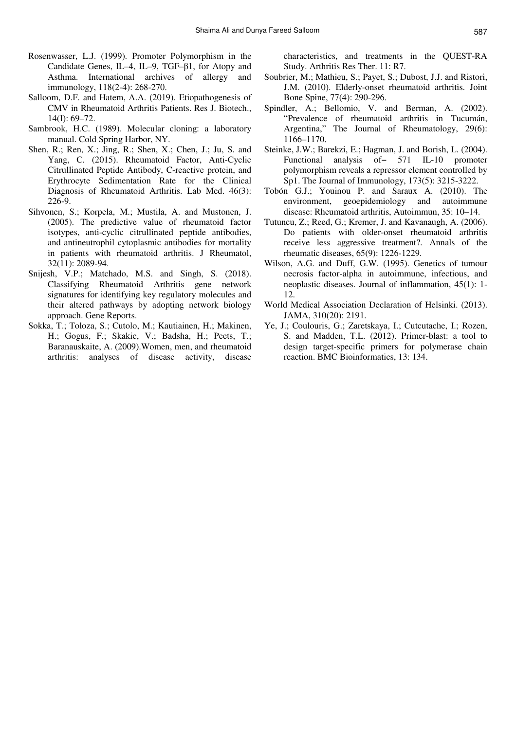Rosenwasser, L.J. (1999). Promoter Polymorphism in the Candidate Genes, IL–4, IL–9, TGF–β1, for Atopy and Asthma. International archives of allergy and immunology, 118(2-4): 268-270.

Salloom, D.F. and Hatem, A.A. (2019). Etiopathogenesis of CMV in Rheumatoid Arthritis Patients. Res J. Biotech., 14(I): 69–72.

Sambrook, H.C. (1989). Molecular cloning: a laboratory manual. Cold Spring Harbor, NY.

Shen, R.; Ren, X.; Jing, R.; Shen, X.; Chen, J.; Ju, S. and Yang, C. (2015). Rheumatoid Factor, Anti-Cyclic Citrullinated Peptide Antibody, C-reactive protein, and Erythrocyte Sedimentation Rate for the Clinical Diagnosis of Rheumatoid Arthritis. Lab Med. 46(3): 226-9.

Sihvonen, S.; Korpela, M.; Mustila, A. and Mustonen, J. (2005). The predictive value of rheumatoid factor isotypes, anti-cyclic citrullinated peptide antibodies, and antineutrophil cytoplasmic antibodies for mortality in patients with rheumatoid arthritis. J Rheumatol, 32(11): 2089-94.

Snijesh, V.P.; Matchado, M.S. and Singh, S. (2018). Classifying Rheumatoid Arthritis gene network signatures for identifying key regulatory molecules and their altered pathways by adopting network biology approach. Gene Reports.

Sokka, T.; Toloza, S.; Cutolo, M.; Kautiainen, H.; Makinen, H.; Gogus, F.; Skakic, V.; Badsha, H.; Peets, T.; Baranauskaite, A. (2009).Women, men, and rheumatoid arthritis: analyses of disease activity, disease characteristics, and treatments in the QUEST-RA Study. Arthritis Res Ther. 11: R7.

Soubrier, M.; Mathieu, S.; Payet, S.; Dubost, J.J. and Ristori, J.M. (2010). Elderly-onset rheumatoid arthritis. Joint Bone Spine, 77(4): 290-296.

Spindler, A.; Bellomio, V. and Berman, A. (2002). "Prevalence of rheumatoid arthritis in Tucumán, Argentina," The Journal of Rheumatology, 29(6): 1166–1170.

Steinke, J.W.; Barekzi, E.; Hagman, J. and Borish, L. (2004). Functional analysis of– 571 IL-10 promoter polymorphism reveals a repressor element controlled by Sp1. The Journal of Immunology, 173(5): 3215-3222.

Tobón G.J.; Youinou P. and Saraux A. (2010). The environment, geoepidemiology and autoimmune disease: Rheumatoid arthritis, Autoimmun, 35: 10–14.

Tutuncu, Z.; Reed, G.; Kremer, J. and Kavanaugh, A. (2006). Do patients with older-onset rheumatoid arthritis receive less aggressive treatment?. Annals of the rheumatic diseases, 65(9): 1226-1229.

Wilson, A.G. and Duff, G.W. (1995). Genetics of tumour necrosis factor-alpha in autoimmune, infectious, and neoplastic diseases. Journal of inflammation, 45(1): 1-12.

World Medical Association Declaration of Helsinki. (2013). JAMA, 310(20): 2191.

Ye, J.; Coulouris, G.; Zaretskaya, I.; Cutcutache, I.; Rozen, S. and Madden, T.L. (2012). Primer-blast: a tool to design target-specific primers for polymerase chain reaction. BMC Bioinformatics, 13: 134.